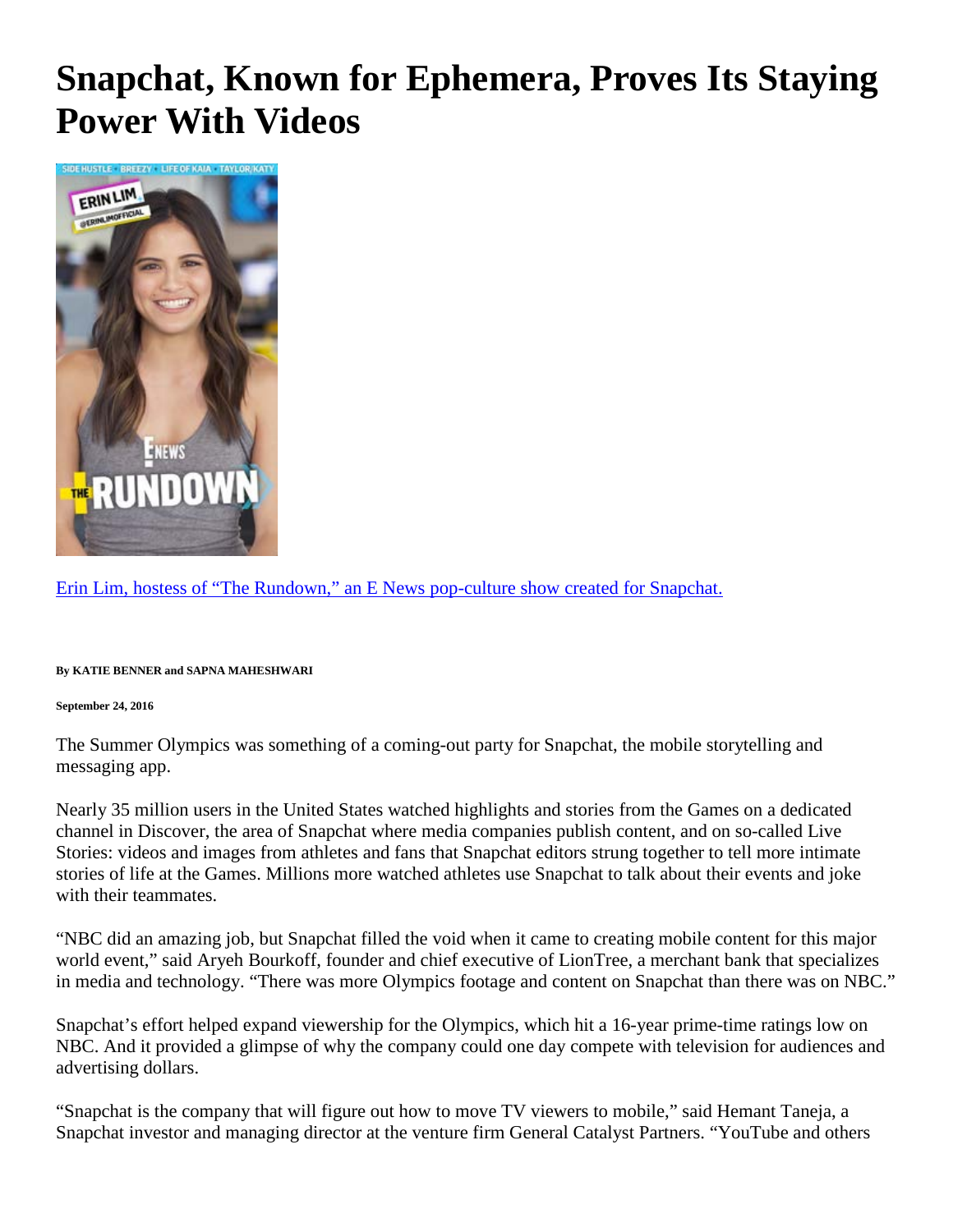# Snapchat, Known for Ephemera, Proves Its Staying Power With Videos

Erin Lim, hostess of "The Rundown," an E News pop-culture show created for Snapchat.

**By KATIE BENNER and SAPNA MAHESHWARI**

**September 24, 2016**

The Summer Olympics was something of a coming-out party for Snapchat, the mobile storytelling and messaging app.

Nearly 35 million users in the United States watched highlights and stories from the Games on a dedicated channel in Discover, the area of Snapchat where media companies publish content, and on so-called Live Stories: videos and images from athletes and fans that Snapchat editors strung together to tell more intimate stories of life at the Games. Millions more watched athletes use Snapchat to talk about their events and joke with their teammates.

"NBC did an amazing job, but Snapchat filled the void when it came to creating mobile content for this major world event," said Aryeh Bourkoff, founder and chief executive of LionTree, a merchant bank that specializes in media and technology. "There was more Olympics footage and content on Snapchat than there was on NBC."

Snapchat's effort helped expand viewership for the Olympics, which hit a 16-year prime-time ratings low on NBC. And it provided a glimpse of why the company could one day compete with television for audiences and advertising dollars.

"Snapchat is the company that will figure out how to move TV viewers to mobile," said Hemant Taneja, a Snapchat investor and managing director at the venture firm General Catalyst Partners. "YouTube and others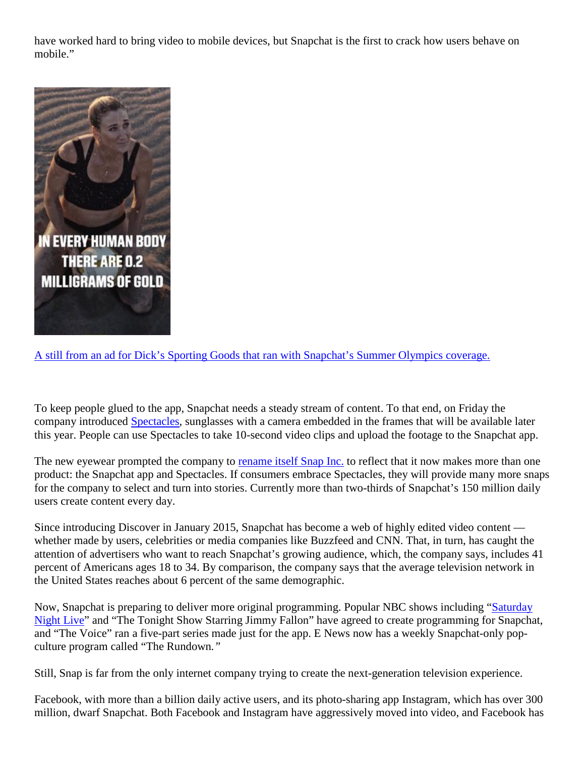have worked hard to bring video to mobile devices, but Snapchat is the first to crack how users behave on mobile."

A still from an ad for Dick's Sporting Goods that ran with Snapchat's Summer Olympics coverage.

To keep people glued to the app, Snapchat needs a steady stream of content. To that end, on Friday the company introduced Spectacles, sunglasses with a camera embedded in the frames that will be available later this year. People can use Spectacles to take 10-second video clips and upload the footage to the Snapchat app.

The new eyewear prompted the company to rename itself Snap Inc. to reflect that it now makes more than one product: the Snapchat app and Spectacles. If consumers embrace Spectacles, they will provide many more snaps for the company to select and turn into stories. Currently more than two-thirds of Snapchat's 150 million daily users create content every day.

Since introducing Discover in January 2015, Snapchat has become a web of highly edited video content — whether made by users, celebrities or media companies like Buzzfeed and CNN. That, in turn, has caught the attention of advertisers who want to reach Snapchat's growing audience, which, the company says, includes 41 percent of Americans ages 18 to 34. By comparison, the company says that the average television network in the United States reaches about 6 percent of the same demographic.

Now, Snapchat is preparing to deliver more original programming. Popular NBC shows including "Saturday Night Live" and "The Tonight Show Starring Jimmy Fallon" have agreed to create programming for Snapchat, and "The Voice" ran a five-part series made just for the app. E News now has a weekly Snapchat-only pop-culture program called "The Rundown."

Still, Snap is far from the only internet company trying to create the next-generation television experience.

Facebook, with more than a billion daily active users, and its photo-sharing app Instagram, which has over 300 million, dwarf Snapchat. Both Facebook and Instagram have aggressively moved into video, and Facebook has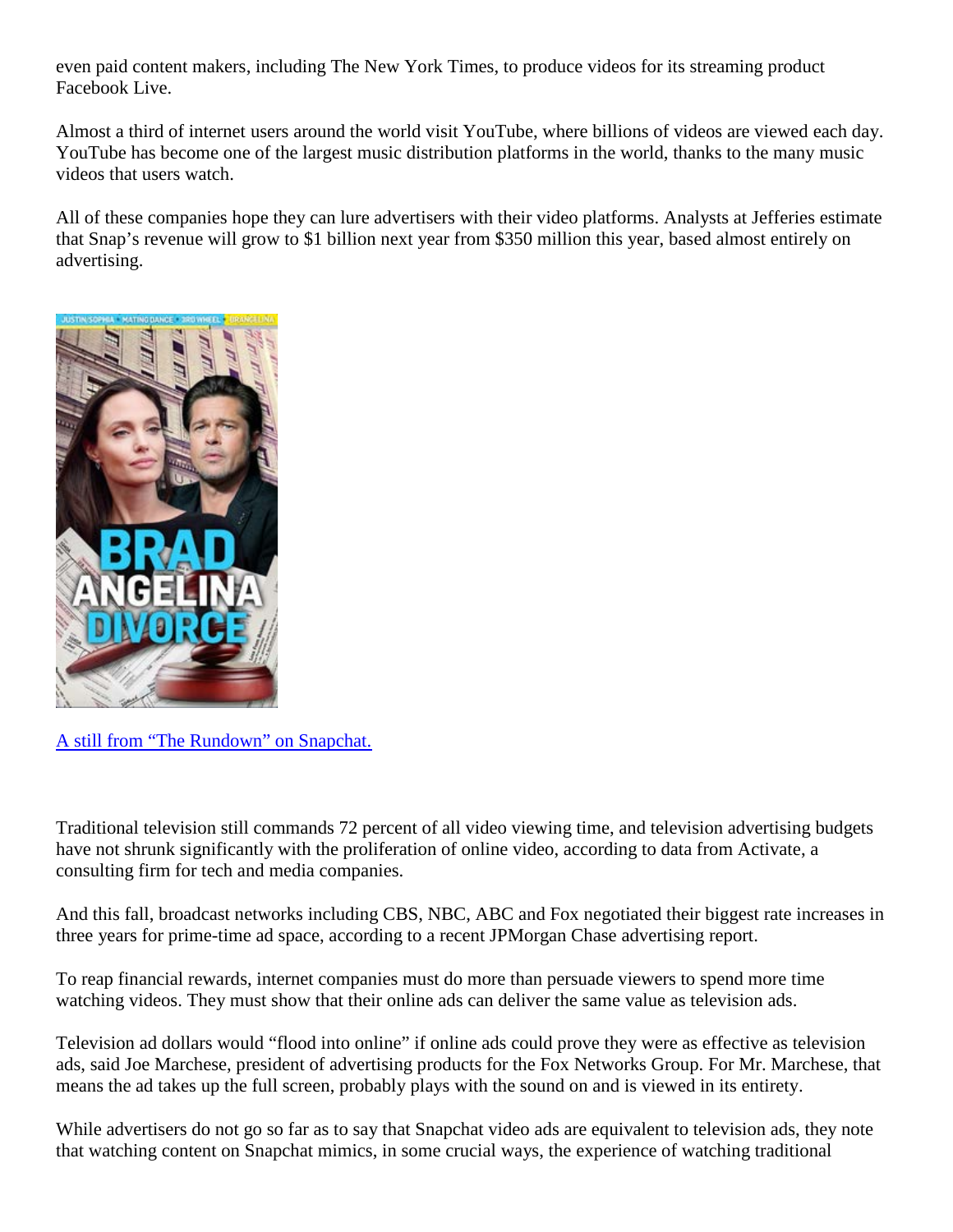even paid content makers, including The New York Times, to produce videos for its streaming product Facebook Live.

Almost a third of internet users around the world visit YouTube, where billions of videos are viewed each day. YouTube has become one of the largest music distribution platforms in the world, thanks to the many music videos that users watch.

All of these companies hope they can lure advertisers with their video platforms. Analysts at Jefferies estimate that Snap's revenue will grow to $1 billion next year from $350 million this year, based almost entirely on advertising.

[A still from "The Rundown" on Snapchat.]()

Traditional television still commands 72 percent of all video viewing time, and television advertising budgets have not shrunk significantly with the proliferation of online video, according to data from Activate, a consulting firm for tech and media companies.

And this fall, broadcast networks including CBS, NBC, ABC and Fox negotiated their biggest rate increases in three years for prime-time ad space, according to a recent JPMorgan Chase advertising report.

To reap financial rewards, internet companies must do more than persuade viewers to spend more time watching videos. They must show that their online ads can deliver the same value as television ads.

Television ad dollars would "flood into online" if online ads could prove they were as effective as television ads, said Joe Marchese, president of advertising products for the Fox Networks Group. For Mr. Marchese, that means the ad takes up the full screen, probably plays with the sound on and is viewed in its entirety.

While advertisers do not go so far as to say that Snapchat video ads are equivalent to television ads, they note that watching content on Snapchat mimics, in some crucial ways, the experience of watching traditional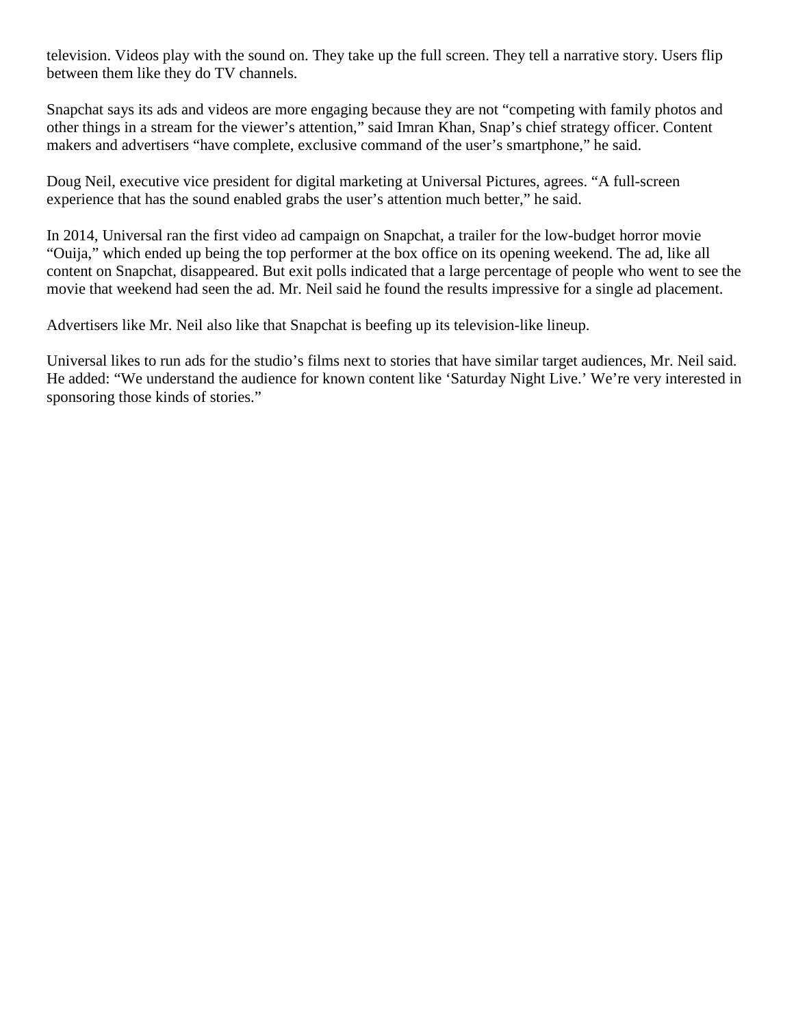television. Videos play with the sound on. They take up the full screen. They tell a narrative story. Users flip between them like they do TV channels.

Snapchat says its ads and videos are more engaging because they are not “competing with family photos and other things in a stream for the viewer’s attention,” said Imran Khan, Snap’s chief strategy officer. Content makers and advertisers “have complete, exclusive command of the user’s smartphone,” he said.

Doug Neil, executive vice president for digital marketing at Universal Pictures, agrees. “A full-screen experience that has the sound enabled grabs the user’s attention much better,” he said.

In 2014, Universal ran the first video ad campaign on Snapchat, a trailer for the low-budget horror movie “Ouija,” which ended up being the top performer at the box office on its opening weekend. The ad, like all content on Snapchat, disappeared. But exit polls indicated that a large percentage of people who went to see the movie that weekend had seen the ad. Mr. Neil said he found the results impressive for a single ad placement.

Advertisers like Mr. Neil also like that Snapchat is beefing up its television-like lineup.

Universal likes to run ads for the studio’s films next to stories that have similar target audiences, Mr. Neil said. He added: “We understand the audience for known content like ‘Saturday Night Live.’ We’re very interested in sponsoring those kinds of stories.”